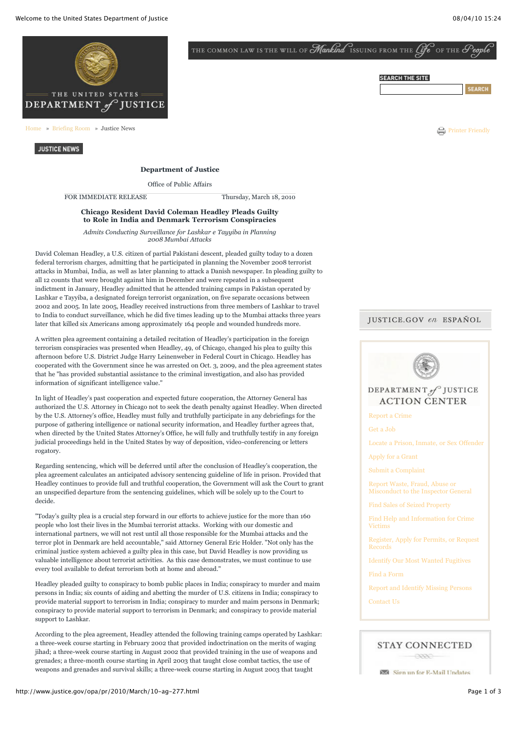Home » Briefing Room » Justice News

**JUSTICE NEWS**

**Department of Justice**

Office of Public Affairs

FOR IMMEDIATE RELEASE Thursday, March 18, 2010

## Chicago Resident David Coleman Headley Pleads Guilty to Role in India and Denmark Terrorism Conspiracies

*Admits Conducting Surveillance for Lashkar e Tayyiba in Planning 2008 Mumbai Attacks*

David Coleman Headley, a U.S. citizen of partial Pakistani descent, pleaded guilty today to a dozen federal terrorism charges, admitting that he participated in planning the November 2008 terrorist attacks in Mumbai, India, as well as later planning to attack a Danish newspaper. In pleading guilty to all 12 counts that were brought against him in December and were repeated in a subsequent indictment in January, Headley admitted that he attended training camps in Pakistan operated by Lashkar e Tayyiba, a designated foreign terrorist organization, on five separate occasions between 2002 and 2005. In late 2005, Headley received instructions from three members of Lashkar to travel to India to conduct surveillance, which he did five times leading up to the Mumbai attacks three years later that killed six Americans among approximately 164 people and wounded hundreds more.

A written plea agreement containing a detailed recitation of Headley's participation in the foreign terrorism conspiracies was presented when Headley, 49, of Chicago, changed his plea to guilty this afternoon before U.S. District Judge Harry Leinenweber in Federal Court in Chicago. Headley has cooperated with the Government since he was arrested on Oct. 3, 2009, and the plea agreement states that he "has provided substantial assistance to the criminal investigation, and also has provided information of significant intelligence value."

In light of Headley's past cooperation and expected future cooperation, the Attorney General has authorized the U.S. Attorney in Chicago not to seek the death penalty against Headley. When directed by the U.S. Attorney's office, Headley must fully and truthfully participate in any debriefings for the purpose of gathering intelligence or national security information, and Headley further agrees that, when directed by the United States Attorney's Office, he will fully and truthfully testify in any foreign judicial proceedings held in the United States by way of deposition, video-conferencing or letters rogatory.

Regarding sentencing, which will be deferred until after the conclusion of Headley's cooperation, the plea agreement calculates an anticipated advisory sentencing guideline of life in prison. Provided that Headley continues to provide full and truthful cooperation, the Government will ask the Court to grant an unspecified departure from the sentencing guidelines, which will be solely up to the Court to decide.

"Today's guilty plea is a crucial step forward in our efforts to achieve justice for the more than 160 people who lost their lives in the Mumbai terrorist attacks. Working with our domestic and international partners, we will not rest until all those responsible for the Mumbai attacks and the terror plot in Denmark are held accountable," said Attorney General Eric Holder. "Not only has the criminal justice system achieved a guilty plea in this case, but David Headley is now providing us valuable intelligence about terrorist activities. As this case demonstrates, we must continue to use every tool available to defeat terrorism both at home and abroad."

Headley pleaded guilty to conspiracy to bomb public places in India; conspiracy to murder and maim persons in India; six counts of aiding and abetting the murder of U.S. citizens in India; conspiracy to provide material support to terrorism in India; conspiracy to murder and maim persons in Denmark; conspiracy to provide material support to terrorism in Denmark; and conspiracy to provide material support to Lashkar.

According to the plea agreement, Headley attended the following training camps operated by Lashkar: a three-week course starting in February 2002 that provided indoctrination on the merits of waging jihad; a three-week course starting in August 2002 that provided training in the use of weapons and grenades; a three-month course starting in April 2003 that taught close combat tactics, the use of weapons and grenades and survival skills; a three-week course starting in August 2003 that taught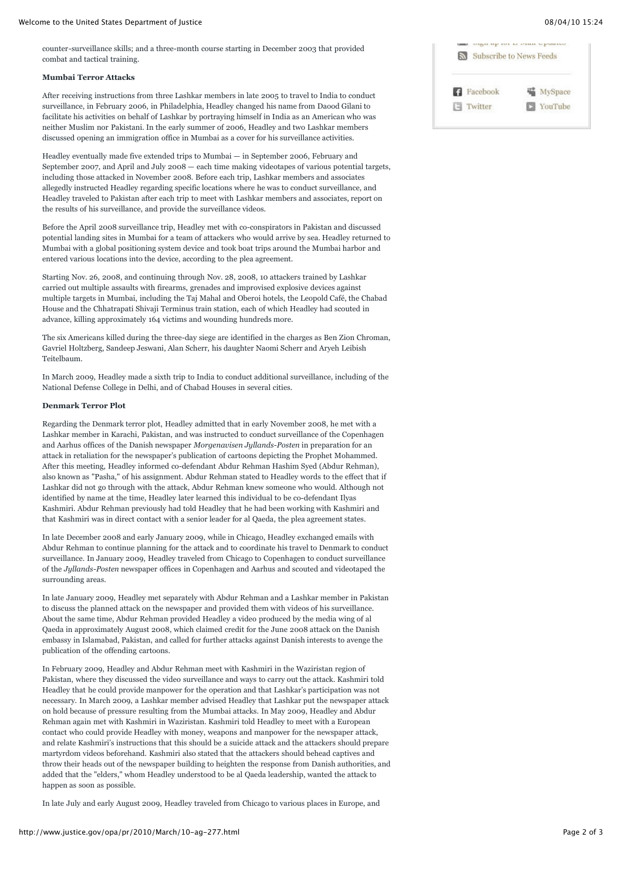counter-surveillance skills; and a three-month course starting in December 2003 that provided combat and tactical training.

**Mumbai Terror Attacks**

After receiving instructions from three Lashkar members in late 2005 to travel to India to conduct surveillance, in February 2006, in Philadelphia, Headley changed his name from Daood Gilani to facilitate his activities on behalf of Lashkar by portraying himself in India as an American who was neither Muslim nor Pakistani. In the early summer of 2006, Headley and two Lashkar members discussed opening an immigration office in Mumbai as a cover for his surveillance activities.

Headley eventually made five extended trips to Mumbai — in September 2006, February and September 2007, and April and July 2008 — each time making videotapes of various potential targets, including those attacked in November 2008. Before each trip, Lashkar members and associates allegedly instructed Headley regarding specific locations where he was to conduct surveillance, and Headley traveled to Pakistan after each trip to meet with Lashkar members and associates, report on the results of his surveillance, and provide the surveillance videos.

Before the April 2008 surveillance trip, Headley met with co-conspirators in Pakistan and discussed potential landing sites in Mumbai for a team of attackers who would arrive by sea. Headley returned to Mumbai with a global positioning system device and took boat trips around the Mumbai harbor and entered various locations into the device, according to the plea agreement.

Starting Nov. 26, 2008, and continuing through Nov. 28, 2008, 10 attackers trained by Lashkar carried out multiple assaults with firearms, grenades and improvised explosive devices against multiple targets in Mumbai, including the Taj Mahal and Oberoi hotels, the Leopold Café, the Chabad House and the Chhatrapati Shivaji Terminus train station, each of which Headley had scouted in advance, killing approximately 164 victims and wounding hundreds more.

The six Americans killed during the three-day siege are identified in the charges as Ben Zion Chroman, Gavriel Holtzberg, Sandeep Jeswani, Alan Scherr, his daughter Naomi Scherr and Aryeh Leibish Teitelbaum.

In March 2009, Headley made a sixth trip to India to conduct additional surveillance, including of the National Defense College in Delhi, and of Chabad Houses in several cities.

**Denmark Terror Plot**

Regarding the Denmark terror plot, Headley admitted that in early November 2008, he met with a Lashkar member in Karachi, Pakistan, and was instructed to conduct surveillance of the Copenhagen and Aarhus offices of the Danish newspaper *Morgenavisen Jyllands-Posten* in preparation for an attack in retaliation for the newspaper's publication of cartoons depicting the Prophet Mohammed. After this meeting, Headley informed co-defendant Abdur Rehman Hashim Syed (Abdur Rehman), also known as "Pasha," of his assignment. Abdur Rehman stated to Headley words to the effect that if Lashkar did not go through with the attack, Abdur Rehman knew someone who would. Although not identified by name at the time, Headley later learned this individual to be co-defendant Ilyas Kashmiri. Abdur Rehman previously had told Headley that he had been working with Kashmiri and that Kashmiri was in direct contact with a senior leader for al Qaeda, the plea agreement states.

In late December 2008 and early January 2009, while in Chicago, Headley exchanged emails with Abdur Rehman to continue planning for the attack and to coordinate his travel to Denmark to conduct surveillance. In January 2009, Headley traveled from Chicago to Copenhagen to conduct surveillance of the *Jyllands-Posten* newspaper offices in Copenhagen and Aarhus and scouted and videotaped the surrounding areas.

In late January 2009, Headley met separately with Abdur Rehman and a Lashkar member in Pakistan to discuss the planned attack on the newspaper and provided them with videos of his surveillance. About the same time, Abdur Rehman provided Headley a video produced by the media wing of al Qaeda in approximately August 2008, which claimed credit for the June 2008 attack on the Danish embassy in Islamabad, Pakistan, and called for further attacks against Danish interests to avenge the publication of the offending cartoons.

In February 2009, Headley and Abdur Rehman meet with Kashmiri in the Waziristan region of Pakistan, where they discussed the video surveillance and ways to carry out the attack. Kashmiri told Headley that he could provide manpower for the operation and that Lashkar's participation was not necessary. In March 2009, a Lashkar member advised Headley that Lashkar put the newspaper attack on hold because of pressure resulting from the Mumbai attacks. In May 2009, Headley and Abdur Rehman again met with Kashmiri in Waziristan. Kashmiri told Headley to meet with a European contact who could provide Headley with money, weapons and manpower for the newspaper attack, and relate Kashmiri's instructions that this should be a suicide attack and the attackers should prepare martyrdom videos beforehand. Kashmiri also stated that the attackers should behead captives and throw their heads out of the newspaper building to heighten the response from Danish authorities, and added that the "elders," whom Headley understood to be al Qaeda leadership, wanted the attack to happen as soon as possible.

In late July and early August 2009, Headley traveled from Chicago to various places in Europe, and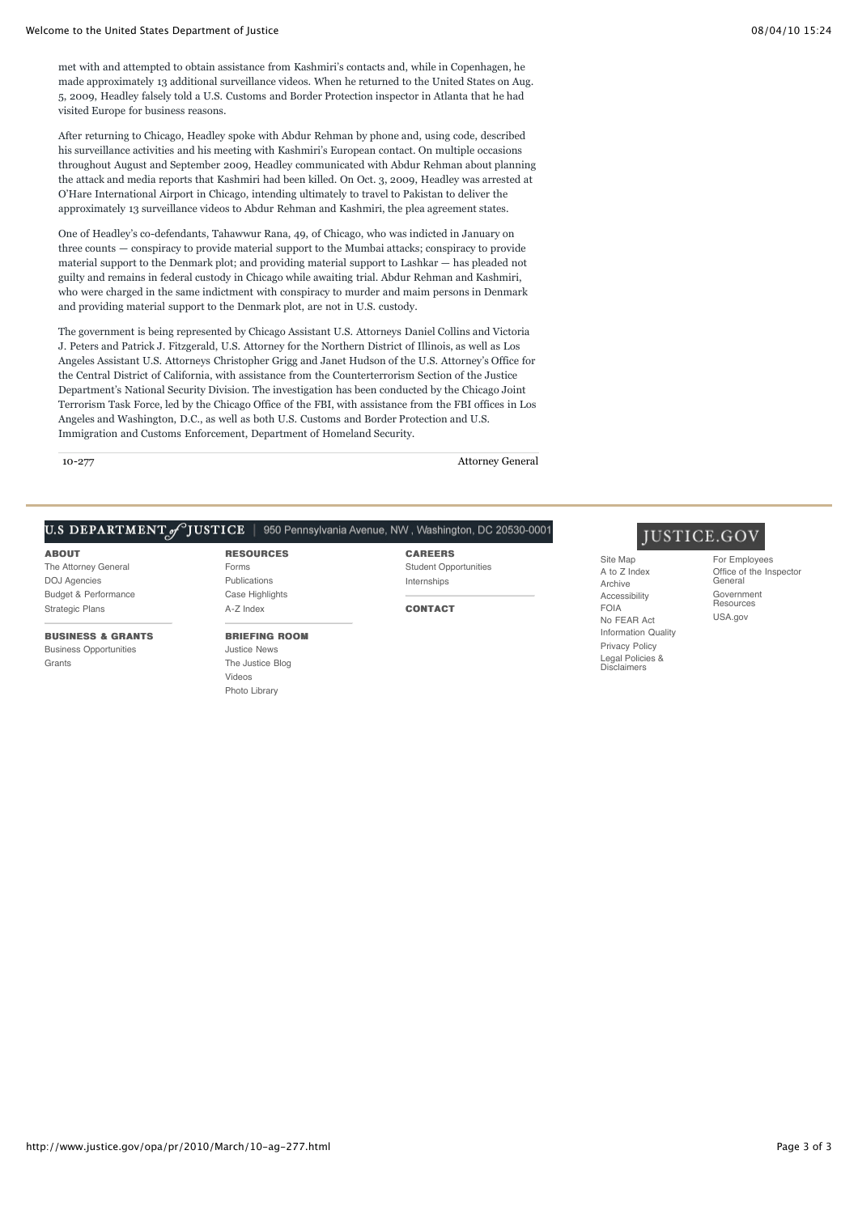met with and attempted to obtain assistance from Kashmiri's contacts and, while in Copenhagen, he made approximately 13 additional surveillance videos. When he returned to the United States on Aug. 5, 2009, Headley falsely told a U.S. Customs and Border Protection inspector in Atlanta that he had visited Europe for business reasons.

After returning to Chicago, Headley spoke with Abdur Rehman by phone and, using code, described his surveillance activities and his meeting with Kashmiri's European contact. On multiple occasions throughout August and September 2009, Headley communicated with Abdur Rehman about planning the attack and media reports that Kashmiri had been killed. On Oct. 3, 2009, Headley was arrested at O'Hare International Airport in Chicago, intending ultimately to travel to Pakistan to deliver the approximately 13 surveillance videos to Abdur Rehman and Kashmiri, the plea agreement states.

One of Headley's co-defendants, Tahawwur Rana, 49, of Chicago, who was indicted in January on three counts — conspiracy to provide material support to the Mumbai attacks; conspiracy to provide material support to the Denmark plot; and providing material support to Lashkar — has pleaded not guilty and remains in federal custody in Chicago while awaiting trial. Abdur Rehman and Kashmiri, who were charged in the same indictment with conspiracy to murder and maim persons in Denmark and providing material support to the Denmark plot, are not in U.S. custody.

The government is being represented by Chicago Assistant U.S. Attorneys Daniel Collins and Victoria J. Peters and Patrick J. Fitzgerald, U.S. Attorney for the Northern District of Illinois, as well as Los Angeles Assistant U.S. Attorneys Christopher Grigg and Janet Hudson of the U.S. Attorney's Office for the Central District of California, with assistance from the Counterterrorism Section of the Justice Department's National Security Division. The investigation has been conducted by the Chicago Joint Terrorism Task Force, led by the Chicago Office of the FBI, with assistance from the FBI offices in Los Angeles and Washington, D.C., as well as both U.S. Customs and Border Protection and U.S. Immigration and Customs Enforcement, Department of Homeland Security.

10-277 Attorney General

U.S DEPARTMENT of JUSTICE | 950 Pennsylvania Avenue, NW, Washington, DC 20530-0001

**ABOUT**
The Attorney General
DOJ Agencies
Budget & Performance
Strategic Plans

**BUSINESS & GRANTS**
Business Opportunities
Grants

**RESOURCES**
Forms
Publications
Case Highlights
A-Z Index

**BRIEFING ROOM**
Justice News
The Justice Blog
Videos
Photo Library

**CAREERS**
Student Opportunities
Internships

**CONTACT**

JUSTICE.GOV

Site Map
A to Z Index
Archive
Accessibility
FOIA
No FEAR Act
Information Quality
Privacy Policy
Legal Policies & Disclaimers

For Employees
Office of the Inspector General
Government Resources
USA.gov